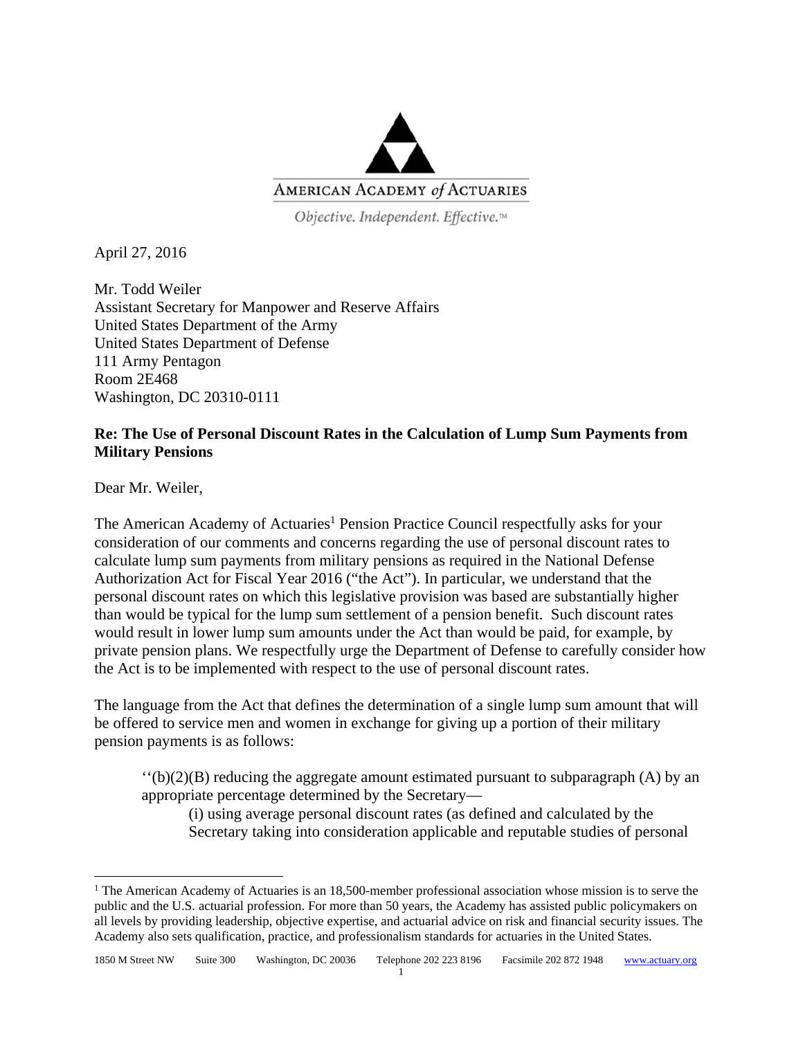AMERICAN ACADEMY *of* ACTUARIES

*Objective. Independent. Effective.™*

April 27, 2016

Mr. Todd Weiler  
Assistant Secretary for Manpower and Reserve Affairs  
United States Department of the Army  
United States Department of Defense  
111 Army Pentagon  
Room 2E468  
Washington, DC 20310-0111

**Re: The Use of Personal Discount Rates in the Calculation of Lump Sum Payments from Military Pensions**

Dear Mr. Weiler,

The American Academy of Actuaries[1] Pension Practice Council respectfully asks for your consideration of our comments and concerns regarding the use of personal discount rates to calculate lump sum payments from military pensions as required in the National Defense Authorization Act for Fiscal Year 2016 ("the Act"). In particular, we understand that the personal discount rates on which this legislative provision was based are substantially higher than would be typical for the lump sum settlement of a pension benefit. Such discount rates would result in lower lump sum amounts under the Act than would be paid, for example, by private pension plans. We respectfully urge the Department of Defense to carefully consider how the Act is to be implemented with respect to the use of personal discount rates.

The language from the Act that defines the determination of a single lump sum amount that will be offered to service men and women in exchange for giving up a portion of their military pension payments is as follows:

> ''(b)(2)(B) reducing the aggregate amount estimated pursuant to subparagraph (A) by an appropriate percentage determined by the Secretary—
>
> > (i) using average personal discount rates (as defined and calculated by the Secretary taking into consideration applicable and reputable studies of personal

---

[1] The American Academy of Actuaries is an 18,500-member professional association whose mission is to serve the public and the U.S. actuarial profession. For more than 50 years, the Academy has assisted public policymakers on all levels by providing leadership, objective expertise, and actuarial advice on risk and financial security issues. The Academy also sets qualification, practice, and professionalism standards for actuaries in the United States.

1850 M Street NW Suite 300 Washington, DC 20036 Telephone 202 223 8196 Facsimile 202 872 1948 www.actuary.org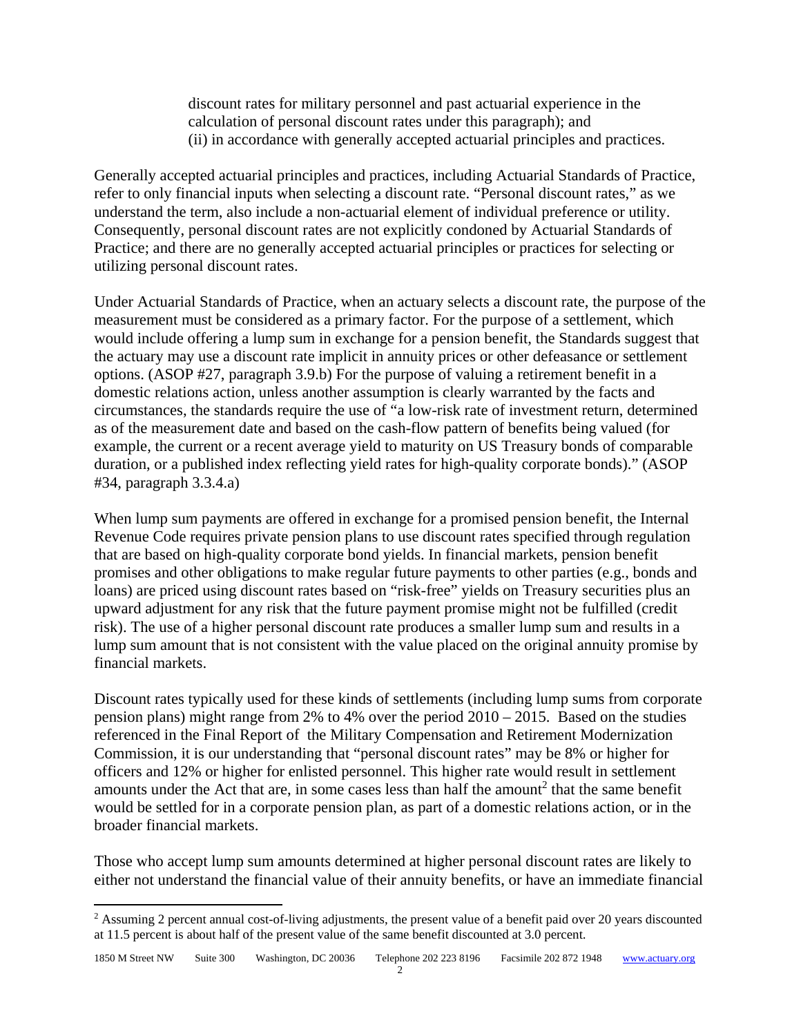discount rates for military personnel and past actuarial experience in the calculation of personal discount rates under this paragraph); and
(ii) in accordance with generally accepted actuarial principles and practices.

Generally accepted actuarial principles and practices, including Actuarial Standards of Practice, refer to only financial inputs when selecting a discount rate. "Personal discount rates," as we understand the term, also include a non-actuarial element of individual preference or utility. Consequently, personal discount rates are not explicitly condoned by Actuarial Standards of Practice; and there are no generally accepted actuarial principles or practices for selecting or utilizing personal discount rates.

Under Actuarial Standards of Practice, when an actuary selects a discount rate, the purpose of the measurement must be considered as a primary factor. For the purpose of a settlement, which would include offering a lump sum in exchange for a pension benefit, the Standards suggest that the actuary may use a discount rate implicit in annuity prices or other defeasance or settlement options. (ASOP #27, paragraph 3.9.b) For the purpose of valuing a retirement benefit in a domestic relations action, unless another assumption is clearly warranted by the facts and circumstances, the standards require the use of "a low-risk rate of investment return, determined as of the measurement date and based on the cash-flow pattern of benefits being valued (for example, the current or a recent average yield to maturity on US Treasury bonds of comparable duration, or a published index reflecting yield rates for high-quality corporate bonds)." (ASOP #34, paragraph 3.3.4.a)

When lump sum payments are offered in exchange for a promised pension benefit, the Internal Revenue Code requires private pension plans to use discount rates specified through regulation that are based on high-quality corporate bond yields. In financial markets, pension benefit promises and other obligations to make regular future payments to other parties (e.g., bonds and loans) are priced using discount rates based on "risk-free" yields on Treasury securities plus an upward adjustment for any risk that the future payment promise might not be fulfilled (credit risk). The use of a higher personal discount rate produces a smaller lump sum and results in a lump sum amount that is not consistent with the value placed on the original annuity promise by financial markets.

Discount rates typically used for these kinds of settlements (including lump sums from corporate pension plans) might range from 2% to 4% over the period 2010 – 2015. Based on the studies referenced in the Final Report of the Military Compensation and Retirement Modernization Commission, it is our understanding that "personal discount rates" may be 8% or higher for officers and 12% or higher for enlisted personnel. This higher rate would result in settlement amounts under the Act that are, in some cases less than half the amount[2] that the same benefit would be settled for in a corporate pension plan, as part of a domestic relations action, or in the broader financial markets.

Those who accept lump sum amounts determined at higher personal discount rates are likely to either not understand the financial value of their annuity benefits, or have an immediate financial

[2] Assuming 2 percent annual cost-of-living adjustments, the present value of a benefit paid over 20 years discounted at 11.5 percent is about half of the present value of the same benefit discounted at 3.0 percent.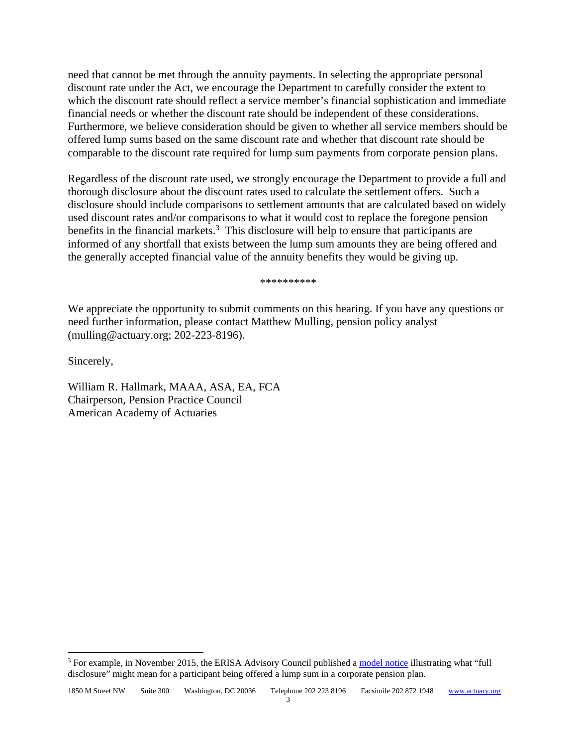need that cannot be met through the annuity payments. In selecting the appropriate personal discount rate under the Act, we encourage the Department to carefully consider the extent to which the discount rate should reflect a service member's financial sophistication and immediate financial needs or whether the discount rate should be independent of these considerations. Furthermore, we believe consideration should be given to whether all service members should be offered lump sums based on the same discount rate and whether that discount rate should be comparable to the discount rate required for lump sum payments from corporate pension plans.

Regardless of the discount rate used, we strongly encourage the Department to provide a full and thorough disclosure about the discount rates used to calculate the settlement offers. Such a disclosure should include comparisons to settlement amounts that are calculated based on widely used discount rates and/or comparisons to what it would cost to replace the foregone pension benefits in the financial markets.[3] This disclosure will help to ensure that participants are informed of any shortfall that exists between the lump sum amounts they are being offered and the generally accepted financial value of the annuity benefits they would be giving up.

**********

We appreciate the opportunity to submit comments on this hearing. If you have any questions or need further information, please contact Matthew Mulling, pension policy analyst (mulling@actuary.org; 202-223-8196).

Sincerely,

William R. Hallmark, MAAA, ASA, EA, FCA
Chairperson, Pension Practice Council
American Academy of Actuaries

---

[3] For example, in November 2015, the ERISA Advisory Council published a model notice illustrating what "full disclosure" might mean for a participant being offered a lump sum in a corporate pension plan.

1850 M Street NW Suite 300 Washington, DC 20036 Telephone 202 223 8196 Facsimile 202 872 1948 www.actuary.org